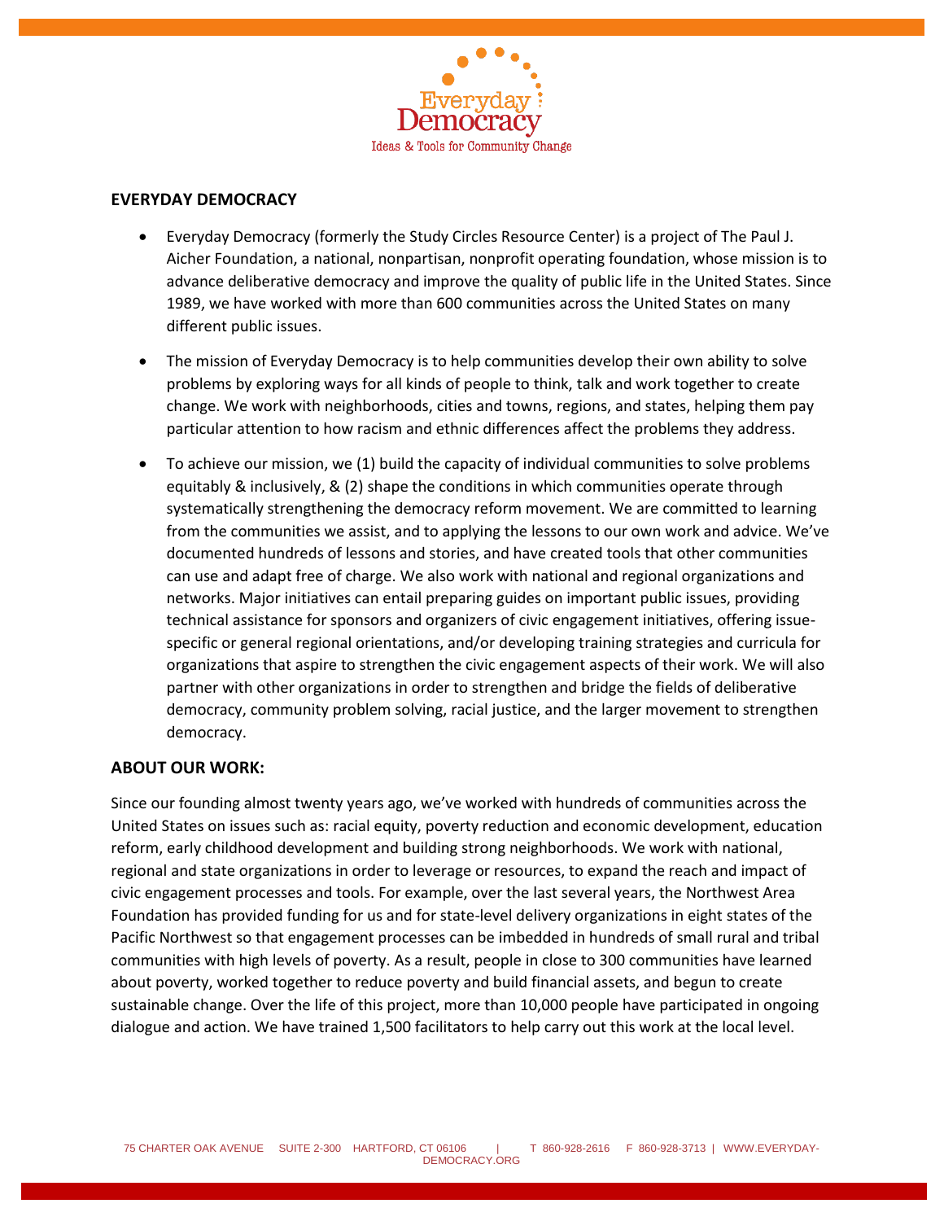Everyday Democracy
Ideas & Tools for Community Change

## EVERYDAY DEMOCRACY

- Everyday Democracy (formerly the Study Circles Resource Center) is a project of The Paul J. Aicher Foundation, a national, nonpartisan, nonprofit operating foundation, whose mission is to advance deliberative democracy and improve the quality of public life in the United States. Since 1989, we have worked with more than 600 communities across the United States on many different public issues.

- The mission of Everyday Democracy is to help communities develop their own ability to solve problems by exploring ways for all kinds of people to think, talk and work together to create change. We work with neighborhoods, cities and towns, regions, and states, helping them pay particular attention to how racism and ethnic differences affect the problems they address.

- To achieve our mission, we (1) build the capacity of individual communities to solve problems equitably & inclusively, & (2) shape the conditions in which communities operate through systematically strengthening the democracy reform movement. We are committed to learning from the communities we assist, and to applying the lessons to our own work and advice. We've documented hundreds of lessons and stories, and have created tools that other communities can use and adapt free of charge. We also work with national and regional organizations and networks. Major initiatives can entail preparing guides on important public issues, providing technical assistance for sponsors and organizers of civic engagement initiatives, offering issue-specific or general regional orientations, and/or developing training strategies and curricula for organizations that aspire to strengthen the civic engagement aspects of their work. We will also partner with other organizations in order to strengthen and bridge the fields of deliberative democracy, community problem solving, racial justice, and the larger movement to strengthen democracy.

## ABOUT OUR WORK:

Since our founding almost twenty years ago, we've worked with hundreds of communities across the United States on issues such as: racial equity, poverty reduction and economic development, education reform, early childhood development and building strong neighborhoods. We work with national, regional and state organizations in order to leverage or resources, to expand the reach and impact of civic engagement processes and tools. For example, over the last several years, the Northwest Area Foundation has provided funding for us and for state-level delivery organizations in eight states of the Pacific Northwest so that engagement processes can be imbedded in hundreds of small rural and tribal communities with high levels of poverty. As a result, people in close to 300 communities have learned about poverty, worked together to reduce poverty and build financial assets, and begun to create sustainable change. Over the life of this project, more than 10,000 people have participated in ongoing dialogue and action. We have trained 1,500 facilitators to help carry out this work at the local level.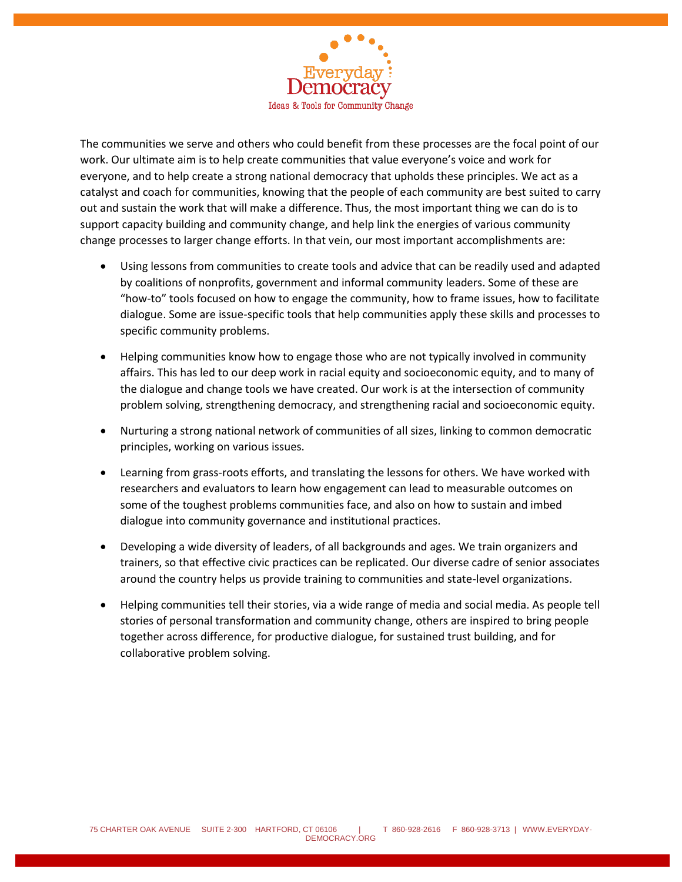The communities we serve and others who could benefit from these processes are the focal point of our work. Our ultimate aim is to help create communities that value everyone's voice and work for everyone, and to help create a strong national democracy that upholds these principles. We act as a catalyst and coach for communities, knowing that the people of each community are best suited to carry out and sustain the work that will make a difference. Thus, the most important thing we can do is to support capacity building and community change, and help link the energies of various community change processes to larger change efforts. In that vein, our most important accomplishments are:

- Using lessons from communities to create tools and advice that can be readily used and adapted by coalitions of nonprofits, government and informal community leaders. Some of these are "how-to" tools focused on how to engage the community, how to frame issues, how to facilitate dialogue. Some are issue-specific tools that help communities apply these skills and processes to specific community problems.

- Helping communities know how to engage those who are not typically involved in community affairs. This has led to our deep work in racial equity and socioeconomic equity, and to many of the dialogue and change tools we have created. Our work is at the intersection of community problem solving, strengthening democracy, and strengthening racial and socioeconomic equity.

- Nurturing a strong national network of communities of all sizes, linking to common democratic principles, working on various issues.

- Learning from grass-roots efforts, and translating the lessons for others. We have worked with researchers and evaluators to learn how engagement can lead to measurable outcomes on some of the toughest problems communities face, and also on how to sustain and imbed dialogue into community governance and institutional practices.

- Developing a wide diversity of leaders, of all backgrounds and ages. We train organizers and trainers, so that effective civic practices can be replicated. Our diverse cadre of senior associates around the country helps us provide training to communities and state-level organizations.

- Helping communities tell their stories, via a wide range of media and social media. As people tell stories of personal transformation and community change, others are inspired to bring people together across difference, for productive dialogue, for sustained trust building, and for collaborative problem solving.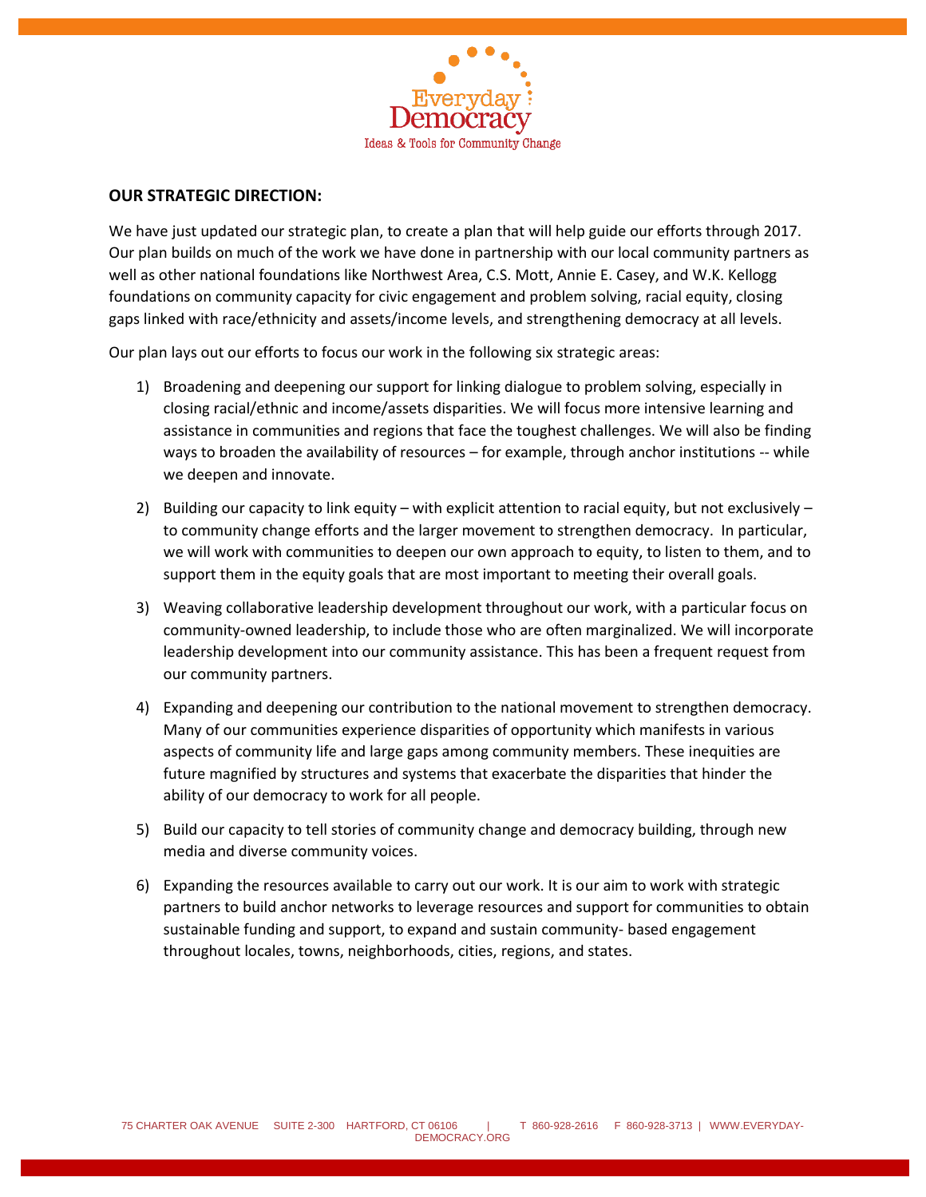## OUR STRATEGIC DIRECTION:

We have just updated our strategic plan, to create a plan that will help guide our efforts through 2017. Our plan builds on much of the work we have done in partnership with our local community partners as well as other national foundations like Northwest Area, C.S. Mott, Annie E. Casey, and W.K. Kellogg foundations on community capacity for civic engagement and problem solving, racial equity, closing gaps linked with race/ethnicity and assets/income levels, and strengthening democracy at all levels.

Our plan lays out our efforts to focus our work in the following six strategic areas:

1) Broadening and deepening our support for linking dialogue to problem solving, especially in closing racial/ethnic and income/assets disparities. We will focus more intensive learning and assistance in communities and regions that face the toughest challenges. We will also be finding ways to broaden the availability of resources – for example, through anchor institutions -- while we deepen and innovate.

2) Building our capacity to link equity – with explicit attention to racial equity, but not exclusively – to community change efforts and the larger movement to strengthen democracy. In particular, we will work with communities to deepen our own approach to equity, to listen to them, and to support them in the equity goals that are most important to meeting their overall goals.

3) Weaving collaborative leadership development throughout our work, with a particular focus on community-owned leadership, to include those who are often marginalized. We will incorporate leadership development into our community assistance. This has been a frequent request from our community partners.

4) Expanding and deepening our contribution to the national movement to strengthen democracy. Many of our communities experience disparities of opportunity which manifests in various aspects of community life and large gaps among community members. These inequities are future magnified by structures and systems that exacerbate the disparities that hinder the ability of our democracy to work for all people.

5) Build our capacity to tell stories of community change and democracy building, through new media and diverse community voices.

6) Expanding the resources available to carry out our work. It is our aim to work with strategic partners to build anchor networks to leverage resources and support for communities to obtain sustainable funding and support, to expand and sustain community- based engagement throughout locales, towns, neighborhoods, cities, regions, and states.